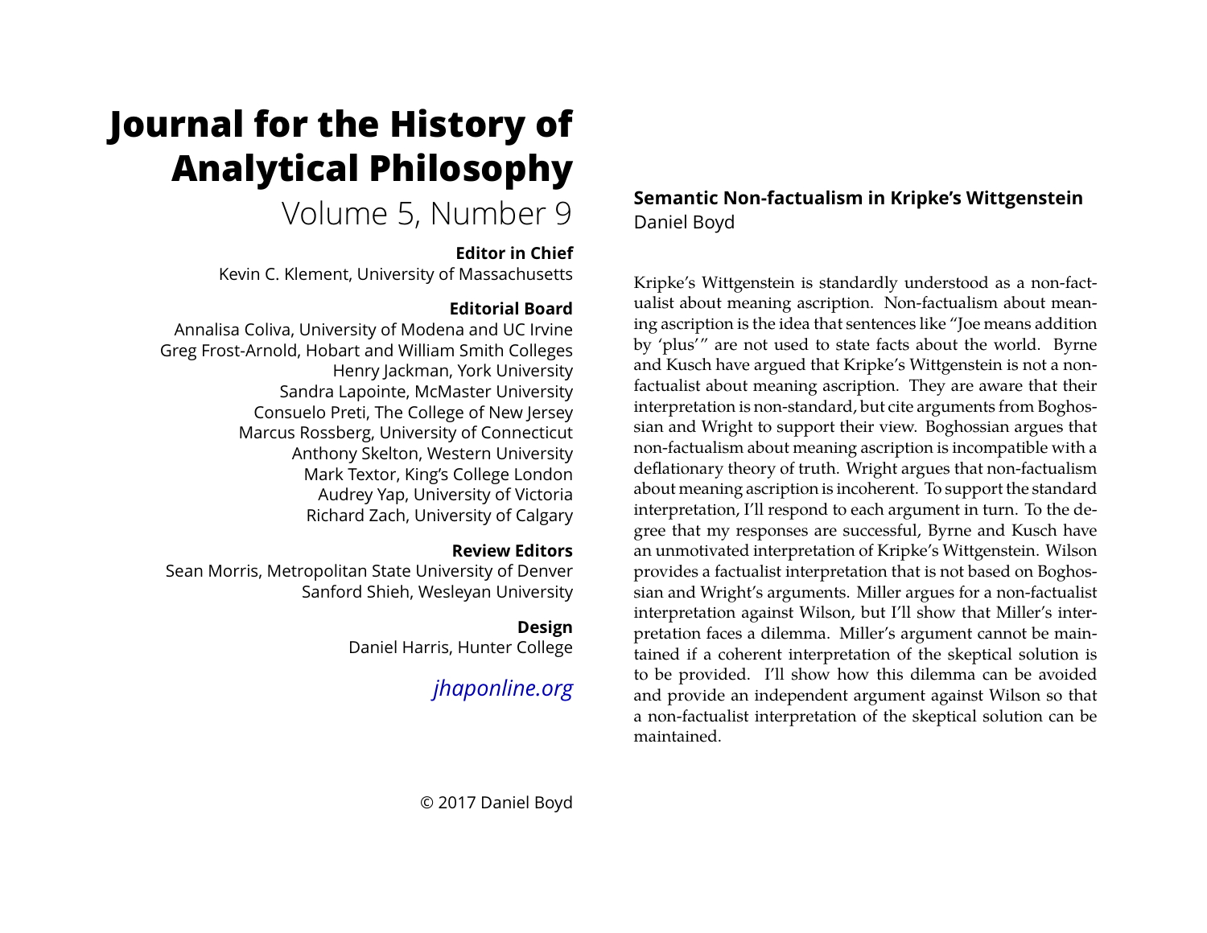# Journal for the History of Analytical Philosophy

Volume 5, Number 9

**Editor in Chief**

Kevin C. Klement, University of Massachusetts

**Editorial Board**

Annalisa Coliva, University of Modena and UC Irvine
Greg Frost-Arnold, Hobart and William Smith Colleges
Henry Jackman, York University
Sandra Lapointe, McMaster University
Consuelo Preti, The College of New Jersey
Marcus Rossberg, University of Connecticut
Anthony Skelton, Western University
Mark Textor, King's College London
Audrey Yap, University of Victoria
Richard Zach, University of Calgary

**Review Editors**

Sean Morris, Metropolitan State University of Denver
Sanford Shieh, Wesleyan University

**Design**

Daniel Harris, Hunter College

*jhaponline.org*

© 2017 Daniel Boyd

## Semantic Non-factualism in Kripke's Wittgenstein

Daniel Boyd

Kripke's Wittgenstein is standardly understood as a non-factualist about meaning ascription. Non-factualism about meaning ascription is the idea that sentences like "Joe means addition by 'plus'" are not used to state facts about the world. Byrne and Kusch have argued that Kripke's Wittgenstein is not a non-factualist about meaning ascription. They are aware that their interpretation is non-standard, but cite arguments from Boghossian and Wright to support their view. Boghossian argues that non-factualism about meaning ascription is incompatible with a deflationary theory of truth. Wright argues that non-factualism about meaning ascription is incoherent. To support the standard interpretation, I'll respond to each argument in turn. To the degree that my responses are successful, Byrne and Kusch have an unmotivated interpretation of Kripke's Wittgenstein. Wilson provides a factualist interpretation that is not based on Boghossian and Wright's arguments. Miller argues for a non-factualist interpretation against Wilson, but I'll show that Miller's interpretation faces a dilemma. Miller's argument cannot be maintained if a coherent interpretation of the skeptical solution is to be provided. I'll show how this dilemma can be avoided and provide an independent argument against Wilson so that a non-factualist interpretation of the skeptical solution can be maintained.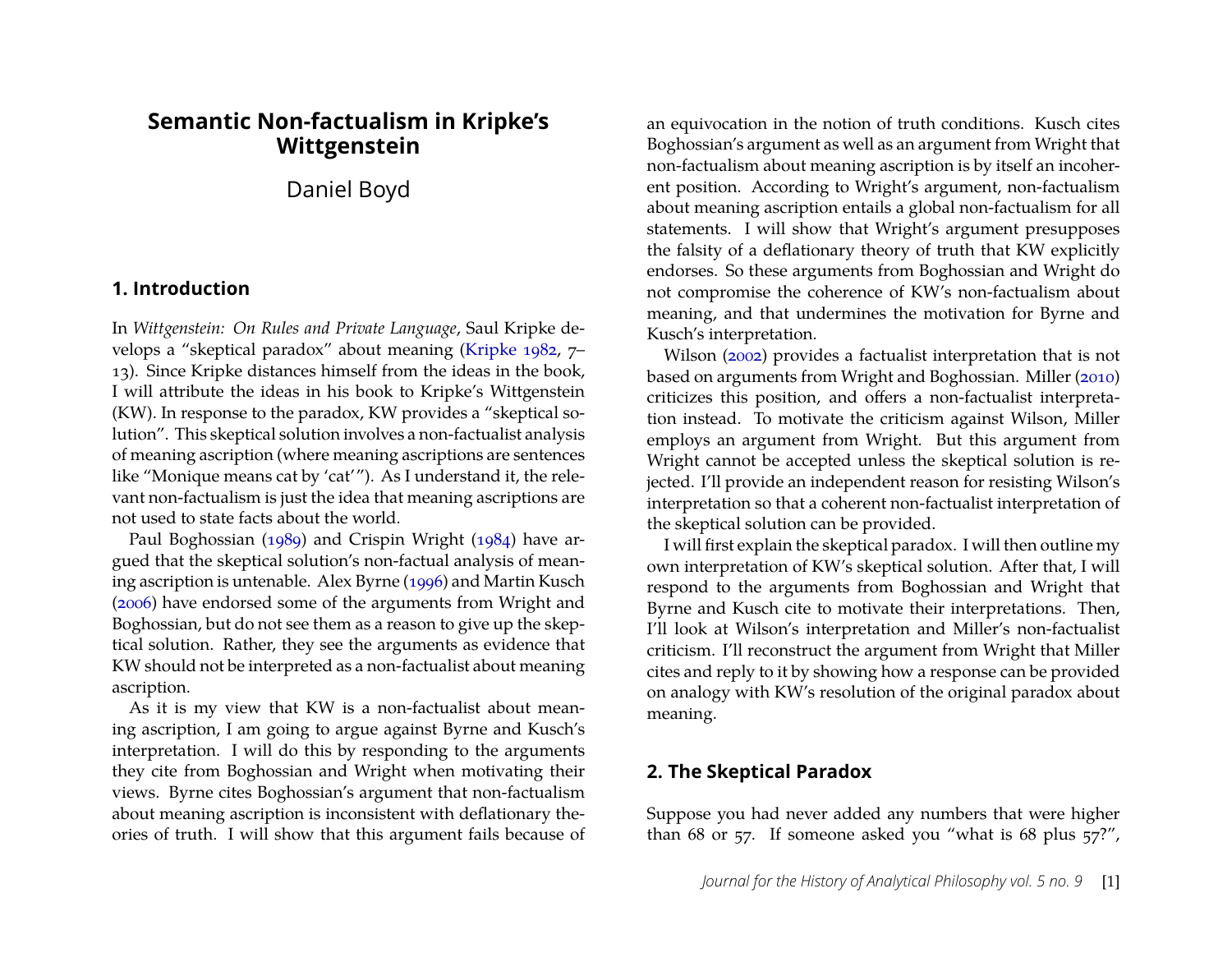# Semantic Non-factualism in Kripke's Wittgenstein

Daniel Boyd

## 1. Introduction

In *Wittgenstein: On Rules and Private Language*, Saul Kripke develops a "skeptical paradox" about meaning (Kripke 1982, 7–13). Since Kripke distances himself from the ideas in the book, I will attribute the ideas in his book to Kripke's Wittgenstein (KW). In response to the paradox, KW provides a "skeptical solution". This skeptical solution involves a non-factualist analysis of meaning ascription (where meaning ascriptions are sentences like "Monique means cat by 'cat'"). As I understand it, the relevant non-factualism is just the idea that meaning ascriptions are not used to state facts about the world.

Paul Boghossian (1989) and Crispin Wright (1984) have argued that the skeptical solution's non-factual analysis of meaning ascription is untenable. Alex Byrne (1996) and Martin Kusch (2006) have endorsed some of the arguments from Wright and Boghossian, but do not see them as a reason to give up the skeptical solution. Rather, they see the arguments as evidence that KW should not be interpreted as a non-factualist about meaning ascription.

As it is my view that KW is a non-factualist about meaning ascription, I am going to argue against Byrne and Kusch's interpretation. I will do this by responding to the arguments they cite from Boghossian and Wright when motivating their views. Byrne cites Boghossian's argument that non-factualism about meaning ascription is inconsistent with deflationary theories of truth. I will show that this argument fails because of an equivocation in the notion of truth conditions. Kusch cites Boghossian's argument as well as an argument from Wright that non-factualism about meaning ascription is by itself an incoherent position. According to Wright's argument, non-factualism about meaning ascription entails a global non-factualism for all statements. I will show that Wright's argument presupposes the falsity of a deflationary theory of truth that KW explicitly endorses. So these arguments from Boghossian and Wright do not compromise the coherence of KW's non-factualism about meaning, and that undermines the motivation for Byrne and Kusch's interpretation.

Wilson (2002) provides a factualist interpretation that is not based on arguments from Wright and Boghossian. Miller (2010) criticizes this position, and offers a non-factualist interpretation instead. To motivate the criticism against Wilson, Miller employs an argument from Wright. But this argument from Wright cannot be accepted unless the skeptical solution is rejected. I'll provide an independent reason for resisting Wilson's interpretation so that a coherent non-factualist interpretation of the skeptical solution can be provided.

I will first explain the skeptical paradox. I will then outline my own interpretation of KW's skeptical solution. After that, I will respond to the arguments from Boghossian and Wright that Byrne and Kusch cite to motivate their interpretations. Then, I'll look at Wilson's interpretation and Miller's non-factualist criticism. I'll reconstruct the argument from Wright that Miller cites and reply to it by showing how a response can be provided on analogy with KW's resolution of the original paradox about meaning.

## 2. The Skeptical Paradox

Suppose you had never added any numbers that were higher than 68 or 57. If someone asked you "what is 68 plus 57?",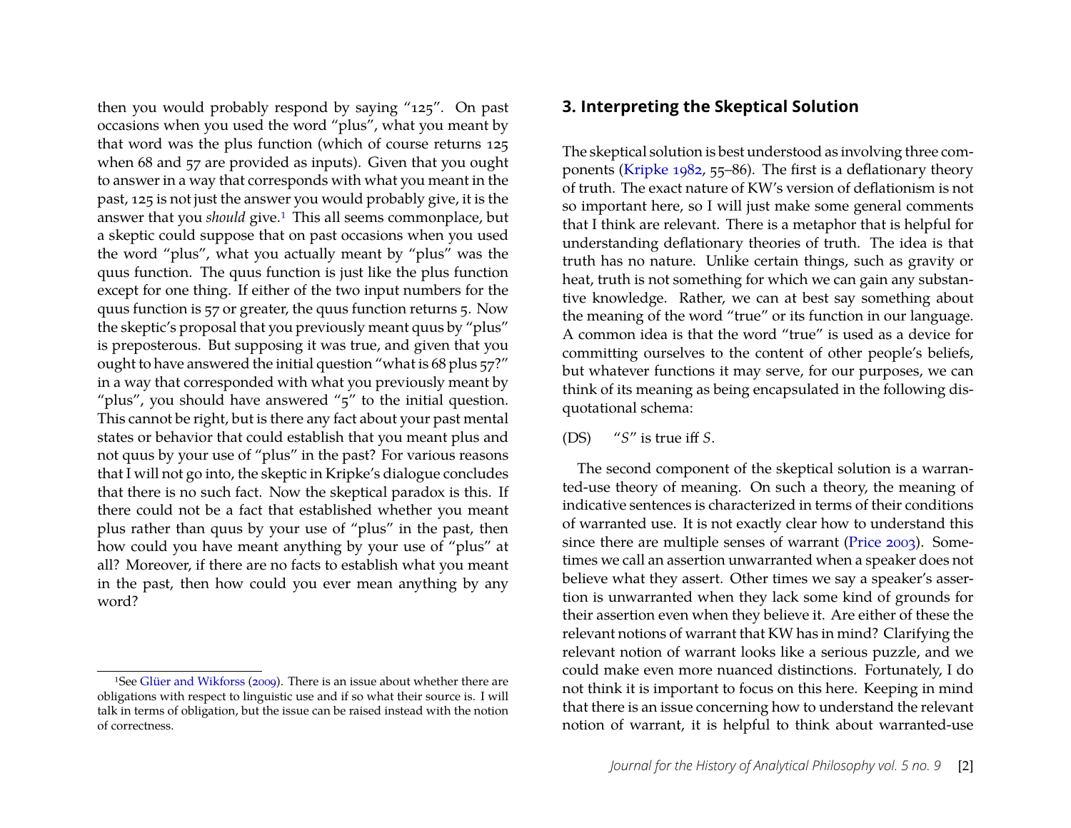then you would probably respond by saying "125". On past occasions when you used the word "plus", what you meant by that word was the plus function (which of course returns 125 when 68 and 57 are provided as inputs). Given that you ought to answer in a way that corresponds with what you meant in the past, 125 is not just the answer you would probably give, it is the answer that you *should* give.[1] This all seems commonplace, but a skeptic could suppose that on past occasions when you used the word "plus", what you actually meant by "plus" was the quus function. The quus function is just like the plus function except for one thing. If either of the two input numbers for the quus function is 57 or greater, the quus function returns 5. Now the skeptic's proposal that you previously meant quus by "plus" is preposterous. But supposing it was true, and given that you ought to have answered the initial question "what is 68 plus 57?" in a way that corresponded with what you previously meant by "plus", you should have answered "5" to the initial question. This cannot be right, but is there any fact about your past mental states or behavior that could establish that you meant plus and not quus by your use of "plus" in the past? For various reasons that I will not go into, the skeptic in Kripke's dialogue concludes that there is no such fact. Now the skeptical paradox is this. If there could not be a fact that established whether you meant plus rather than quus by your use of "plus" in the past, then how could you have meant anything by your use of "plus" at all? Moreover, if there are no facts to establish what you meant in the past, then how could you ever mean anything by any word?

[1] See Glüer and Wikforss (2009). There is an issue about whether there are obligations with respect to linguistic use and if so what their source is. I will talk in terms of obligation, but the issue can be raised instead with the notion of correctness.

## 3. Interpreting the Skeptical Solution

The skeptical solution is best understood as involving three components (Kripke 1982, 55–86). The first is a deflationary theory of truth. The exact nature of KW's version of deflationism is not so important here, so I will just make some general comments that I think are relevant. There is a metaphor that is helpful for understanding deflationary theories of truth. The idea is that truth has no nature. Unlike certain things, such as gravity or heat, truth is not something for which we can gain any substantive knowledge. Rather, we can at best say something about the meaning of the word "true" or its function in our language. A common idea is that the word "true" is used as a device for committing ourselves to the content of other people's beliefs, but whatever functions it may serve, for our purposes, we can think of its meaning as being encapsulated in the following disquotational schema:

(DS) "*S*" is true iff *S*.

The second component of the skeptical solution is a warranted-use theory of meaning. On such a theory, the meaning of indicative sentences is characterized in terms of their conditions of warranted use. It is not exactly clear how to understand this since there are multiple senses of warrant (Price 2003). Sometimes we call an assertion unwarranted when a speaker does not believe what they assert. Other times we say a speaker's assertion is unwarranted when they lack some kind of grounds for their assertion even when they believe it. Are either of these the relevant notions of warrant that KW has in mind? Clarifying the relevant notion of warrant looks like a serious puzzle, and we could make even more nuanced distinctions. Fortunately, I do not think it is important to focus on this here. Keeping in mind that there is an issue concerning how to understand the relevant notion of warrant, it is helpful to think about warranted-use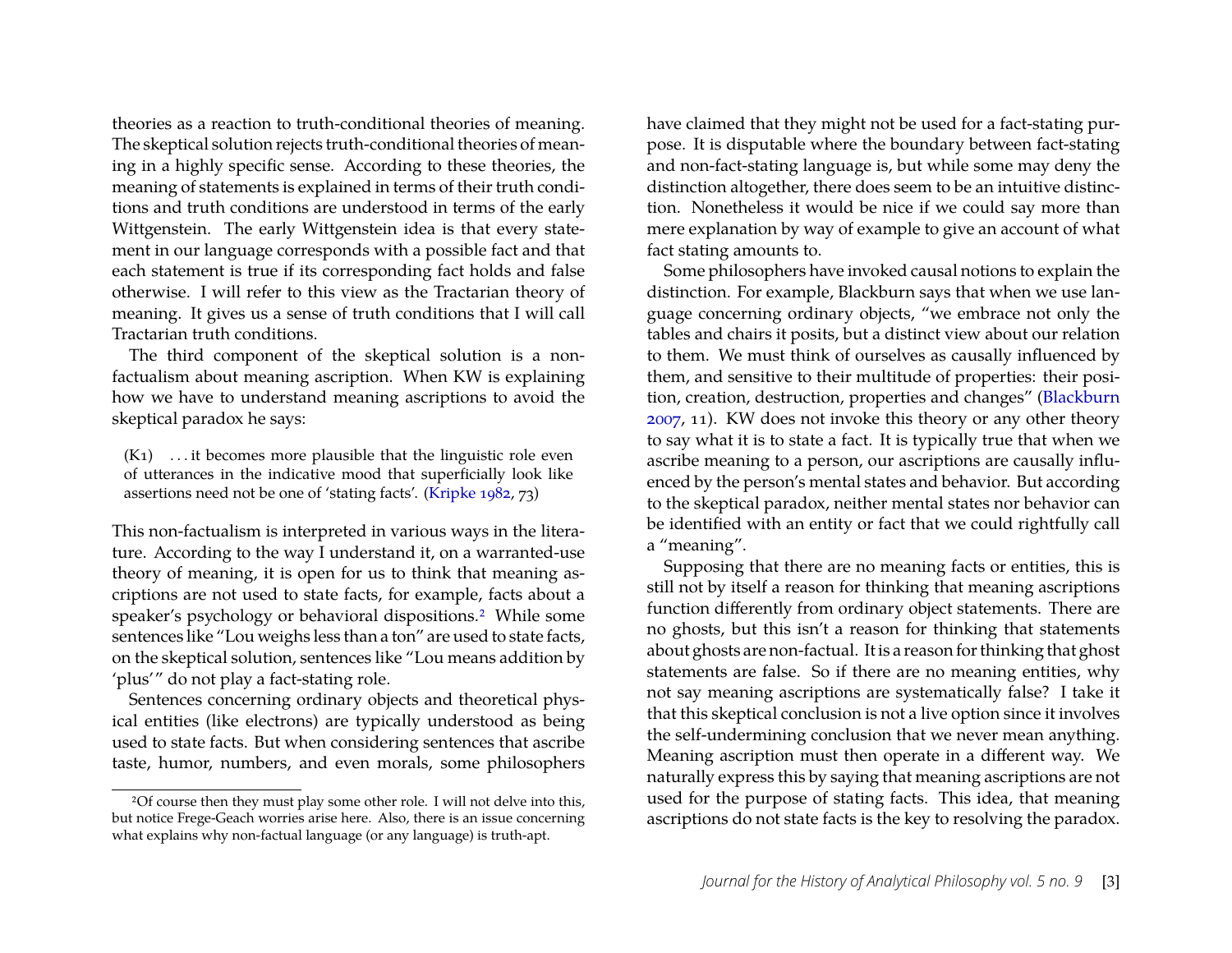theories as a reaction to truth-conditional theories of meaning. The skeptical solution rejects truth-conditional theories of meaning in a highly specific sense. According to these theories, the meaning of statements is explained in terms of their truth conditions and truth conditions are understood in terms of the early Wittgenstein. The early Wittgenstein idea is that every statement in our language corresponds with a possible fact and that each statement is true if its corresponding fact holds and false otherwise. I will refer to this view as the Tractarian theory of meaning. It gives us a sense of truth conditions that I will call Tractarian truth conditions.

The third component of the skeptical solution is a non-factualism about meaning ascription. When KW is explaining how we have to understand meaning ascriptions to avoid the skeptical paradox he says:

> (K1) . . . it becomes more plausible that the linguistic role even of utterances in the indicative mood that superficially look like assertions need not be one of 'stating facts'. (Kripke 1982, 73)

This non-factualism is interpreted in various ways in the literature. According to the way I understand it, on a warranted-use theory of meaning, it is open for us to think that meaning ascriptions are not used to state facts, for example, facts about a speaker's psychology or behavioral dispositions.[2] While some sentences like "Lou weighs less than a ton" are used to state facts, on the skeptical solution, sentences like "Lou means addition by 'plus'" do not play a fact-stating role.

Sentences concerning ordinary objects and theoretical physical entities (like electrons) are typically understood as being used to state facts. But when considering sentences that ascribe taste, humor, numbers, and even morals, some philosophers have claimed that they might not be used for a fact-stating purpose. It is disputable where the boundary between fact-stating and non-fact-stating language is, but while some may deny the distinction altogether, there does seem to be an intuitive distinction. Nonetheless it would be nice if we could say more than mere explanation by way of example to give an account of what fact stating amounts to.

Some philosophers have invoked causal notions to explain the distinction. For example, Blackburn says that when we use language concerning ordinary objects, "we embrace not only the tables and chairs it posits, but a distinct view about our relation to them. We must think of ourselves as causally influenced by them, and sensitive to their multitude of properties: their position, creation, destruction, properties and changes" (Blackburn 2007, 11). KW does not invoke this theory or any other theory to say what it is to state a fact. It is typically true that when we ascribe meaning to a person, our ascriptions are causally influenced by the person's mental states and behavior. But according to the skeptical paradox, neither mental states nor behavior can be identified with an entity or fact that we could rightfully call a "meaning".

Supposing that there are no meaning facts or entities, this is still not by itself a reason for thinking that meaning ascriptions function differently from ordinary object statements. There are no ghosts, but this isn't a reason for thinking that statements about ghosts are non-factual. It is a reason for thinking that ghost statements are false. So if there are no meaning entities, why not say meaning ascriptions are systematically false? I take it that this skeptical conclusion is not a live option since it involves the self-undermining conclusion that we never mean anything. Meaning ascription must then operate in a different way. We naturally express this by saying that meaning ascriptions are not used for the purpose of stating facts. This idea, that meaning ascriptions do not state facts is the key to resolving the paradox.

---

[2] Of course then they must play some other role. I will not delve into this, but notice Frege-Geach worries arise here. Also, there is an issue concerning what explains why non-factual language (or any language) is truth-apt.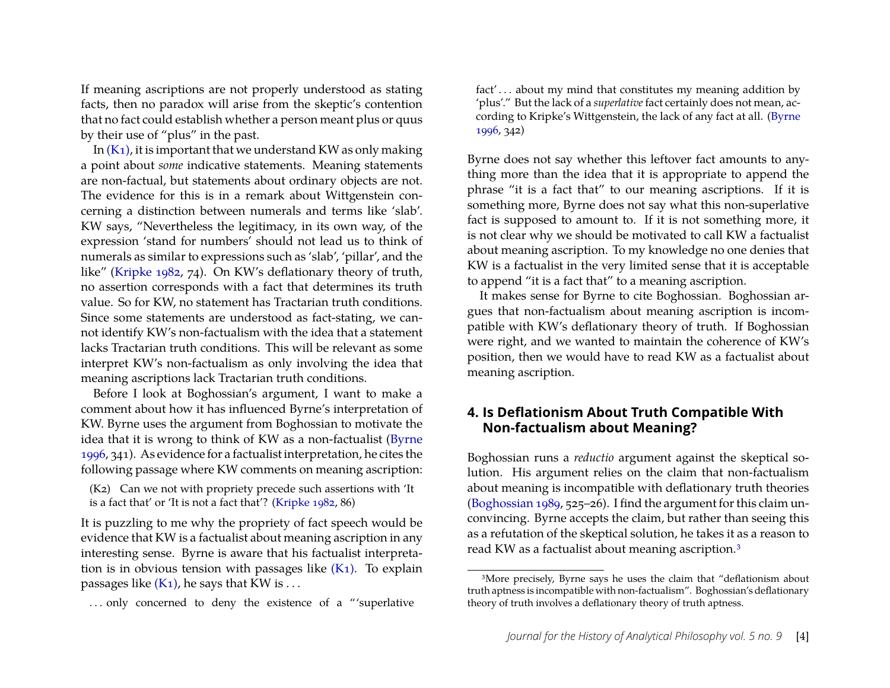If meaning ascriptions are not properly understood as stating facts, then no paradox will arise from the skeptic's contention that no fact could establish whether a person meant plus or quus by their use of "plus" in the past.

In (K1), it is important that we understand KW as only making a point about *some* indicative statements. Meaning statements are non-factual, but statements about ordinary objects are not. The evidence for this is in a remark about Wittgenstein concerning a distinction between numerals and terms like 'slab'. KW says, "Nevertheless the legitimacy, in its own way, of the expression 'stand for numbers' should not lead us to think of numerals as similar to expressions such as 'slab', 'pillar', and the like" (Kripke 1982, 74). On KW's deflationary theory of truth, no assertion corresponds with a fact that determines its truth value. So for KW, no statement has Tractarian truth conditions. Since some statements are understood as fact-stating, we cannot identify KW's non-factualism with the idea that a statement lacks Tractarian truth conditions. This will be relevant as some interpret KW's non-factualism as only involving the idea that meaning ascriptions lack Tractarian truth conditions.

Before I look at Boghossian's argument, I want to make a comment about how it has influenced Byrne's interpretation of KW. Byrne uses the argument from Boghossian to motivate the idea that it is wrong to think of KW as a non-factualist (Byrne 1996, 341). As evidence for a factualist interpretation, he cites the following passage where KW comments on meaning ascription:

(K2) Can we not with propriety precede such assertions with 'It is a fact that' or 'It is not a fact that'? (Kripke 1982, 86)

It is puzzling to me why the propriety of fact speech would be evidence that KW is a factualist about meaning ascription in any interesting sense. Byrne is aware that his factualist interpretation is in obvious tension with passages like (K1). To explain passages like (K1), he says that KW is . . .

> . . . only concerned to deny the existence of a "'superlative fact' . . . about my mind that constitutes my meaning addition by 'plus'." But the lack of a *superlative* fact certainly does not mean, according to Kripke's Wittgenstein, the lack of any fact at all. (Byrne 1996, 342)

Byrne does not say whether this leftover fact amounts to anything more than the idea that it is appropriate to append the phrase "it is a fact that" to our meaning ascriptions. If it is something more, Byrne does not say what this non-superlative fact is supposed to amount to. If it is not something more, it is not clear why we should be motivated to call KW a factualist about meaning ascription. To my knowledge no one denies that KW is a factualist in the very limited sense that it is acceptable to append "it is a fact that" to a meaning ascription.

It makes sense for Byrne to cite Boghossian. Boghossian argues that non-factualism about meaning ascription is incompatible with KW's deflationary theory of truth. If Boghossian were right, and we wanted to maintain the coherence of KW's position, then we would have to read KW as a factualist about meaning ascription.

## 4. Is Deflationism About Truth Compatible With Non-factualism about Meaning?

Boghossian runs a *reductio* argument against the skeptical solution. His argument relies on the claim that non-factualism about meaning is incompatible with deflationary truth theories (Boghossian 1989, 525–26). I find the argument for this claim unconvincing. Byrne accepts the claim, but rather than seeing this as a refutation of the skeptical solution, he takes it as a reason to read KW as a factualist about meaning ascription.[3]

[3]More precisely, Byrne says he uses the claim that "deflationism about truth aptness is incompatible with non-factualism". Boghossian's deflationary theory of truth involves a deflationary theory of truth aptness.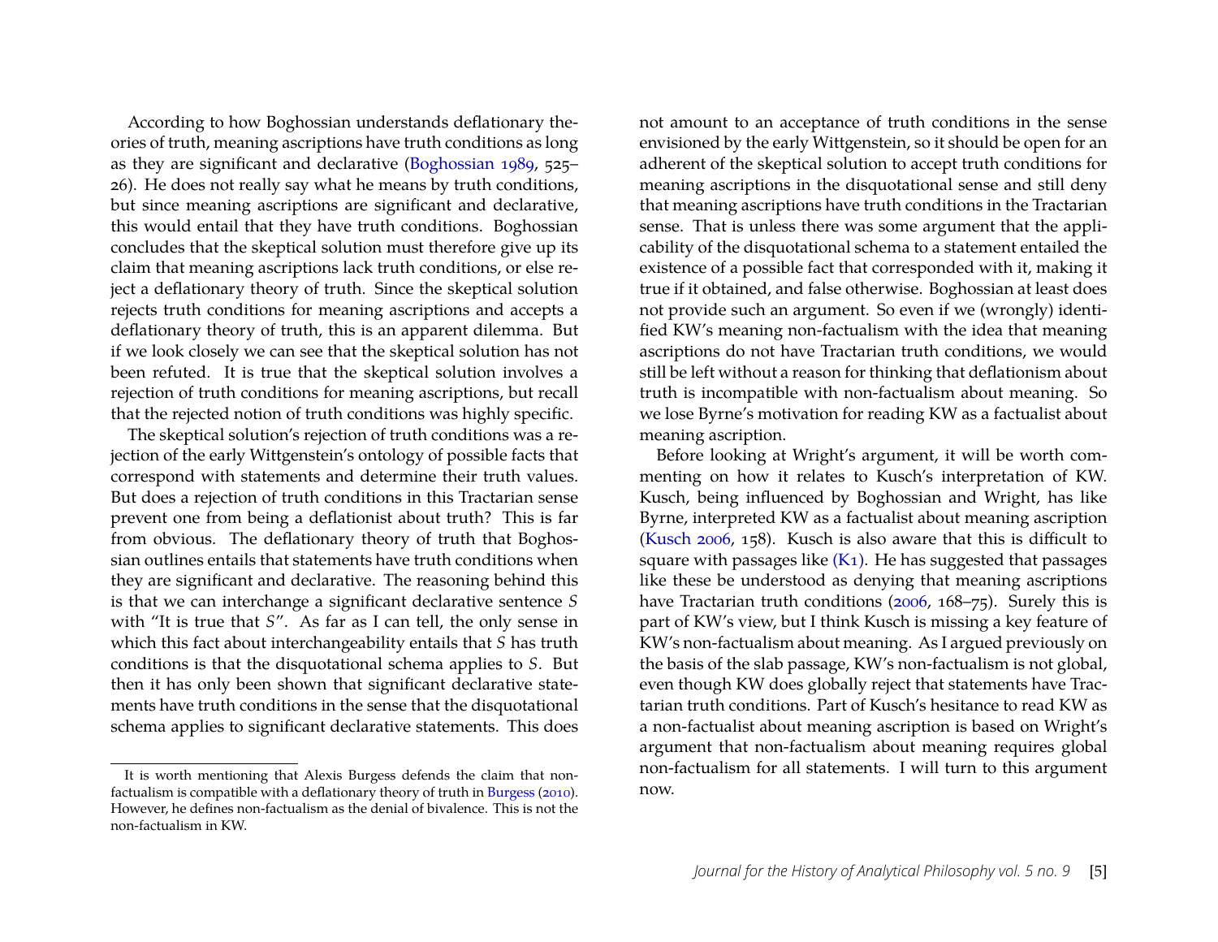According to how Boghossian understands deflationary theories of truth, meaning ascriptions have truth conditions as long as they are significant and declarative (Boghossian 1989, 525–26). He does not really say what he means by truth conditions, but since meaning ascriptions are significant and declarative, this would entail that they have truth conditions. Boghossian concludes that the skeptical solution must therefore give up its claim that meaning ascriptions lack truth conditions, or else reject a deflationary theory of truth. Since the skeptical solution rejects truth conditions for meaning ascriptions and accepts a deflationary theory of truth, this is an apparent dilemma. But if we look closely we can see that the skeptical solution has not been refuted. It is true that the skeptical solution involves a rejection of truth conditions for meaning ascriptions, but recall that the rejected notion of truth conditions was highly specific.

The skeptical solution's rejection of truth conditions was a rejection of the early Wittgenstein's ontology of possible facts that correspond with statements and determine their truth values. But does a rejection of truth conditions in this Tractarian sense prevent one from being a deflationist about truth? This is far from obvious. The deflationary theory of truth that Boghossian outlines entails that statements have truth conditions when they are significant and declarative. The reasoning behind this is that we can interchange a significant declarative sentence *S* with "It is true that *S*". As far as I can tell, the only sense in which this fact about interchangeability entails that *S* has truth conditions is that the disquotational schema applies to *S*. But then it has only been shown that significant declarative statements have truth conditions in the sense that the disquotational schema applies to significant declarative statements. This does not amount to an acceptance of truth conditions in the sense envisioned by the early Wittgenstein, so it should be open for an adherent of the skeptical solution to accept truth conditions for meaning ascriptions in the disquotational sense and still deny that meaning ascriptions have truth conditions in the Tractarian sense. That is unless there was some argument that the applicability of the disquotational schema to a statement entailed the existence of a possible fact that corresponded with it, making it true if it obtained, and false otherwise. Boghossian at least does not provide such an argument. So even if we (wrongly) identified KW's meaning non-factualism with the idea that meaning ascriptions do not have Tractarian truth conditions, we would still be left without a reason for thinking that deflationism about truth is incompatible with non-factualism about meaning. So we lose Byrne's motivation for reading KW as a factualist about meaning ascription.

Before looking at Wright's argument, it will be worth commenting on how it relates to Kusch's interpretation of KW. Kusch, being influenced by Boghossian and Wright, has like Byrne, interpreted KW as a factualist about meaning ascription (Kusch 2006, 158). Kusch is also aware that this is difficult to square with passages like (K1). He has suggested that passages like these be understood as denying that meaning ascriptions have Tractarian truth conditions (2006, 168–75). Surely this is part of KW's view, but I think Kusch is missing a key feature of KW's non-factualism about meaning. As I argued previously on the basis of the slab passage, KW's non-factualism is not global, even though KW does globally reject that statements have Tractarian truth conditions. Part of Kusch's hesitance to read KW as a non-factualist about meaning ascription is based on Wright's argument that non-factualism about meaning requires global non-factualism for all statements. I will turn to this argument now.

---

It is worth mentioning that Alexis Burgess defends the claim that non-factualism is compatible with a deflationary theory of truth in Burgess (2010). However, he defines non-factualism as the denial of bivalence. This is not the non-factualism in KW.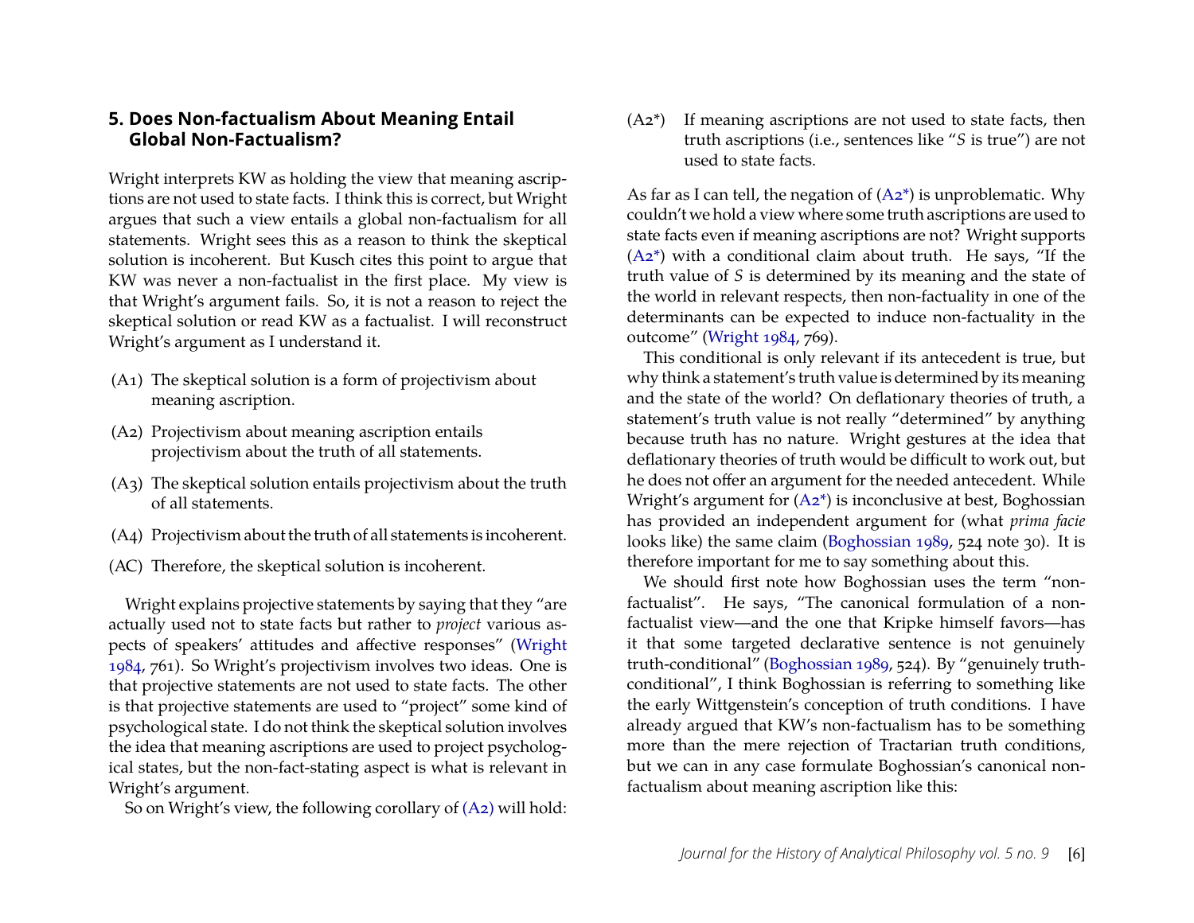## 5. Does Non-factualism About Meaning Entail Global Non-Factualism?

Wright interprets KW as holding the view that meaning ascriptions are not used to state facts. I think this is correct, but Wright argues that such a view entails a global non-factualism for all statements. Wright sees this as a reason to think the skeptical solution is incoherent. But Kusch cites this point to argue that KW was never a non-factualist in the first place. My view is that Wright's argument fails. So, it is not a reason to reject the skeptical solution or read KW as a factualist. I will reconstruct Wright's argument as I understand it.

(A1) The skeptical solution is a form of projectivism about meaning ascription.

(A2) Projectivism about meaning ascription entails projectivism about the truth of all statements.

(A3) The skeptical solution entails projectivism about the truth of all statements.

(A4) Projectivism about the truth of all statements is incoherent.

(AC) Therefore, the skeptical solution is incoherent.

Wright explains projective statements by saying that they "are actually used not to state facts but rather to *project* various aspects of speakers' attitudes and affective responses" (Wright 1984, 761). So Wright's projectivism involves two ideas. One is that projective statements are not used to state facts. The other is that projective statements are used to "project" some kind of psychological state. I do not think the skeptical solution involves the idea that meaning ascriptions are used to project psychological states, but the non-fact-stating aspect is what is relevant in Wright's argument.

So on Wright's view, the following corollary of (A2) will hold:

(A2\*) If meaning ascriptions are not used to state facts, then truth ascriptions (i.e., sentences like "*S* is true") are not used to state facts.

As far as I can tell, the negation of (A2\*) is unproblematic. Why couldn't we hold a view where some truth ascriptions are used to state facts even if meaning ascriptions are not? Wright supports (A2\*) with a conditional claim about truth. He says, "If the truth value of *S* is determined by its meaning and the state of the world in relevant respects, then non-factuality in one of the determinants can be expected to induce non-factuality in the outcome" (Wright 1984, 769).

This conditional is only relevant if its antecedent is true, but why think a statement's truth value is determined by its meaning and the state of the world? On deflationary theories of truth, a statement's truth value is not really "determined" by anything because truth has no nature. Wright gestures at the idea that deflationary theories of truth would be difficult to work out, but he does not offer an argument for the needed antecedent. While Wright's argument for (A2\*) is inconclusive at best, Boghossian has provided an independent argument for (what *prima facie* looks like) the same claim (Boghossian 1989, 524 note 30). It is therefore important for me to say something about this.

We should first note how Boghossian uses the term "non-factualist". He says, "The canonical formulation of a non-factualist view—and the one that Kripke himself favors—has it that some targeted declarative sentence is not genuinely truth-conditional" (Boghossian 1989, 524). By "genuinely truth-conditional", I think Boghossian is referring to something like the early Wittgenstein's conception of truth conditions. I have already argued that KW's non-factualism has to be something more than the mere rejection of Tractarian truth conditions, but we can in any case formulate Boghossian's canonical non-factualism about meaning ascription like this: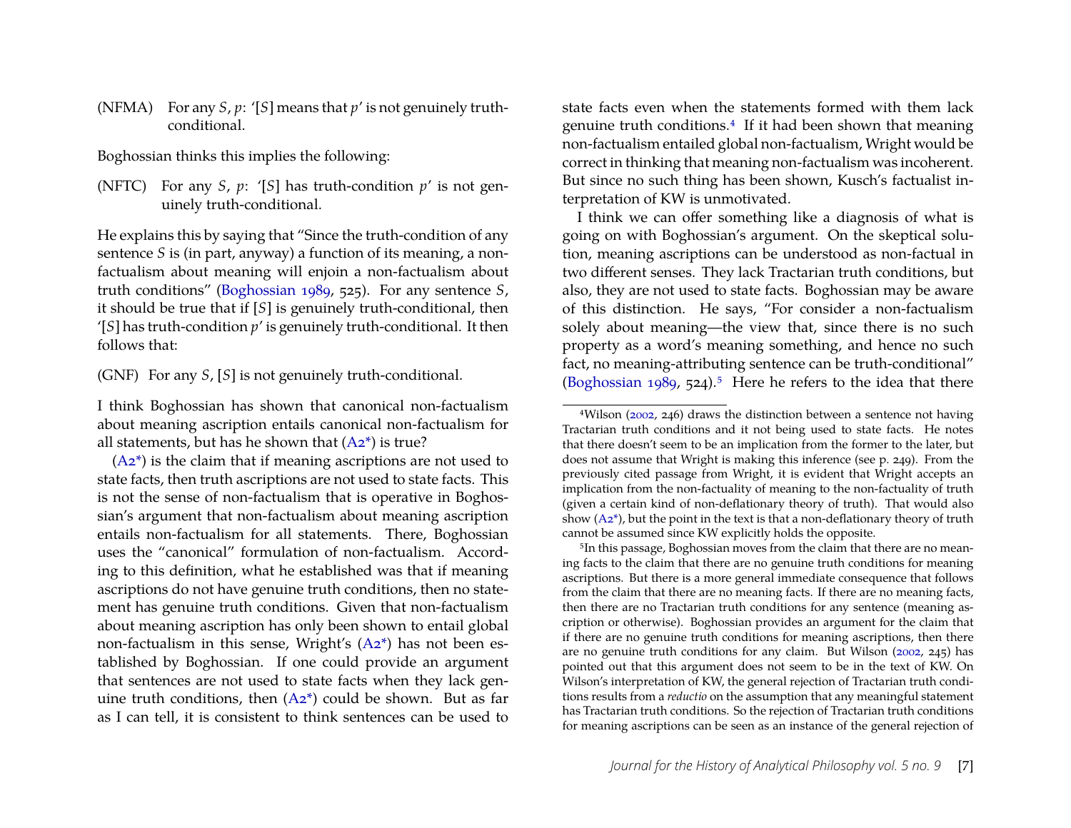(NFMA) For any $S$, $p$: '[$S$] means that $p$' is not genuinely truth-conditional.

Boghossian thinks this implies the following:

(NFTC) For any $S$, $p$: '[$S$] has truth-condition $p$' is not genuinely truth-conditional.

He explains this by saying that "Since the truth-condition of any sentence $S$ is (in part, anyway) a function of its meaning, a non-factualism about meaning will enjoin a non-factualism about truth conditions" (Boghossian 1989, 525). For any sentence $S$, it should be true that if [$S$] is genuinely truth-conditional, then '[$S$] has truth-condition $p$' is genuinely truth-conditional. It then follows that:

(GNF) For any $S$, [$S$] is not genuinely truth-conditional.

I think Boghossian has shown that canonical non-factualism about meaning ascription entails canonical non-factualism for all statements, but has he shown that (A2*) is true?

(A2*) is the claim that if meaning ascriptions are not used to state facts, then truth ascriptions are not used to state facts. This is not the sense of non-factualism that is operative in Boghossian's argument that non-factualism about meaning ascription entails non-factualism for all statements. There, Boghossian uses the "canonical" formulation of non-factualism. According to this definition, what he established was that if meaning ascriptions do not have genuine truth conditions, then no statement has genuine truth conditions. Given that non-factualism about meaning ascription has only been shown to entail global non-factualism in this sense, Wright's (A2*) has not been established by Boghossian. If one could provide an argument that sentences are not used to state facts when they lack genuine truth conditions, then (A2*) could be shown. But as far as I can tell, it is consistent to think sentences can be used to state facts even when the statements formed with them lack genuine truth conditions.[4] If it had been shown that meaning non-factualism entailed global non-factualism, Wright would be correct in thinking that meaning non-factualism was incoherent. But since no such thing has been shown, Kusch's factualist interpretation of KW is unmotivated.

I think we can offer something like a diagnosis of what is going on with Boghossian's argument. On the skeptical solution, meaning ascriptions can be understood as non-factual in two different senses. They lack Tractarian truth conditions, but also, they are not used to state facts. Boghossian may be aware of this distinction. He says, "For consider a non-factualism solely about meaning—the view that, since there is no such property as a word's meaning something, and hence no such fact, no meaning-attributing sentence can be truth-conditional" (Boghossian 1989, 524).[5] Here he refers to the idea that there

[4] Wilson (2002, 246) draws the distinction between a sentence not having Tractarian truth conditions and it not being used to state facts. He notes that there doesn't seem to be an implication from the former to the later, but does not assume that Wright is making this inference (see p. 249). From the previously cited passage from Wright, it is evident that Wright accepts an implication from the non-factuality of meaning to the non-factuality of truth (given a certain kind of non-deflationary theory of truth). That would also show (A2*), but the point in the text is that a non-deflationary theory of truth cannot be assumed since KW explicitly holds the opposite.

[5] In this passage, Boghossian moves from the claim that there are no meaning facts to the claim that there are no genuine truth conditions for meaning ascriptions. But there is a more general immediate consequence that follows from the claim that there are no meaning facts. If there are no meaning facts, then there are no Tractarian truth conditions for any sentence (meaning ascription or otherwise). Boghossian provides an argument for the claim that if there are no genuine truth conditions for meaning ascriptions, then there are no genuine truth conditions for any claim. But Wilson (2002, 245) has pointed out that this argument does not seem to be in the text of KW. On Wilson's interpretation of KW, the general rejection of Tractarian truth conditions results from a *reductio* on the assumption that any meaningful statement has Tractarian truth conditions. So the rejection of Tractarian truth conditions for meaning ascriptions can be seen as an instance of the general rejection of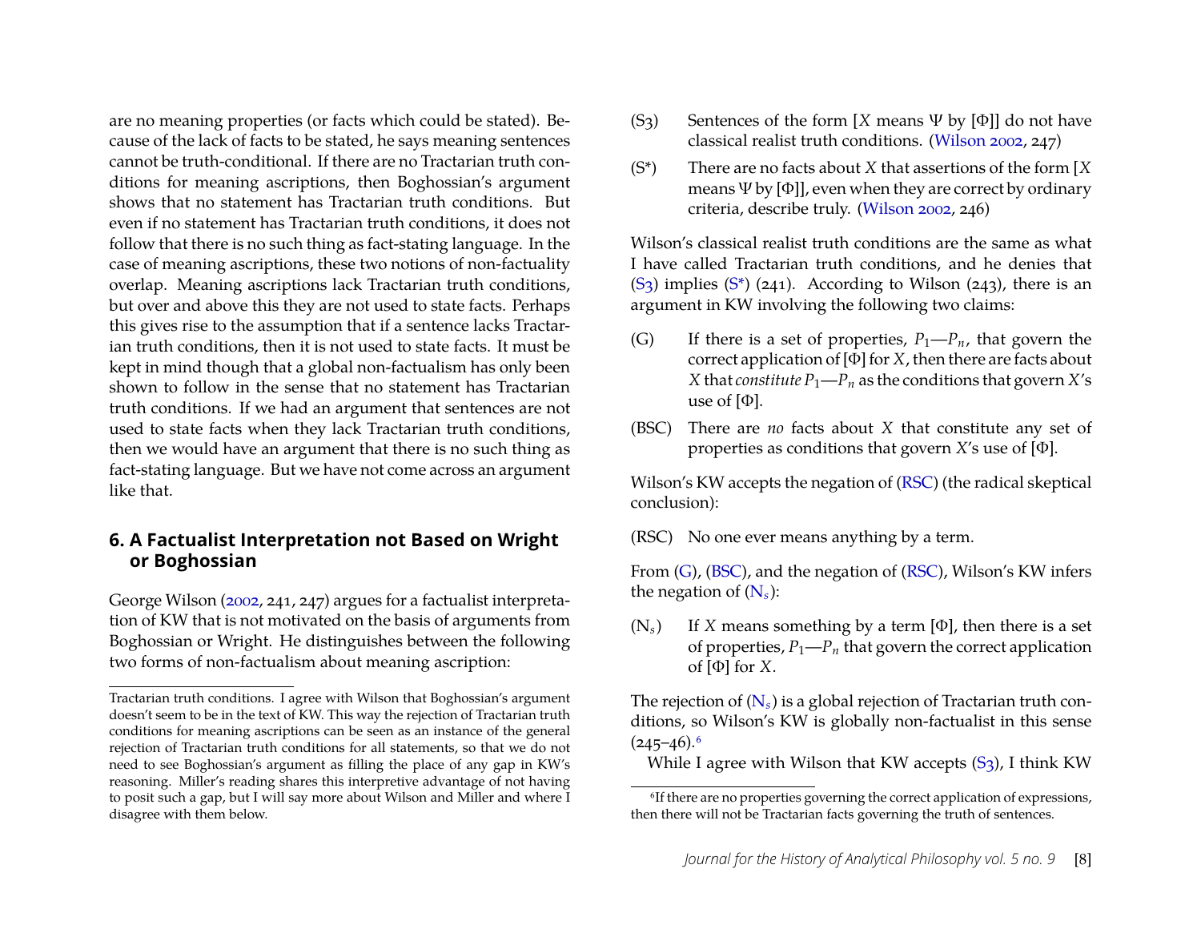are no meaning properties (or facts which could be stated). Because of the lack of facts to be stated, he says meaning sentences cannot be truth-conditional. If there are no Tractarian truth conditions for meaning ascriptions, then Boghossian's argument shows that no statement has Tractarian truth conditions. But even if no statement has Tractarian truth conditions, it does not follow that there is no such thing as fact-stating language. In the case of meaning ascriptions, these two notions of non-factuality overlap. Meaning ascriptions lack Tractarian truth conditions, but over and above this they are not used to state facts. Perhaps this gives rise to the assumption that if a sentence lacks Tractarian truth conditions, then it is not used to state facts. It must be kept in mind though that a global non-factualism has only been shown to follow in the sense that no statement has Tractarian truth conditions. If we had an argument that sentences are not used to state facts when they lack Tractarian truth conditions, then we would have an argument that there is no such thing as fact-stating language. But we have not come across an argument like that.

## 6. A Factualist Interpretation not Based on Wright or Boghossian

George Wilson (2002, 241, 247) argues for a factualist interpretation of KW that is not motivated on the basis of arguments from Boghossian or Wright. He distinguishes between the following two forms of non-factualism about meaning ascription:

(S3) Sentences of the form [$X$ means $\Psi$ by [$\Phi$]] do not have classical realist truth conditions. (Wilson 2002, 247)

(S*) There are no facts about $X$ that assertions of the form [$X$ means $\Psi$ by [$\Phi$]], even when they are correct by ordinary criteria, describe truly. (Wilson 2002, 246)

Wilson's classical realist truth conditions are the same as what I have called Tractarian truth conditions, and he denies that (S3) implies (S*) (241). According to Wilson (243), there is an argument in KW involving the following two claims:

(G) If there is a set of properties, $P_1$—$P_n$, that govern the correct application of [$\Phi$] for $X$, then there are facts about $X$ that *constitute* $P_1$—$P_n$ as the conditions that govern $X$'s use of [$\Phi$].

(BSC) There are *no* facts about $X$ that constitute any set of properties as conditions that govern $X$'s use of [$\Phi$].

Wilson's KW accepts the negation of (RSC) (the radical skeptical conclusion):

(RSC) No one ever means anything by a term.

From (G), (BSC), and the negation of (RSC), Wilson's KW infers the negation of ($N_s$):

($N_s$) If $X$ means something by a term [$\Phi$], then there is a set of properties, $P_1$—$P_n$ that govern the correct application of [$\Phi$] for $X$.

The rejection of ($N_s$) is a global rejection of Tractarian truth conditions, so Wilson's KW is globally non-factualist in this sense (245–46).[6]

While I agree with Wilson that KW accepts (S3), I think KW

---

Tractarian truth conditions. I agree with Wilson that Boghossian's argument doesn't seem to be in the text of KW. This way the rejection of Tractarian truth conditions for meaning ascriptions can be seen as an instance of the general rejection of Tractarian truth conditions for all statements, so that we do not need to see Boghossian's argument as filling the place of any gap in KW's reasoning. Miller's reading shares this interpretive advantage of not having to posit such a gap, but I will say more about Wilson and Miller and where I disagree with them below.

[6] If there are no properties governing the correct application of expressions, then there will not be Tractarian facts governing the truth of sentences.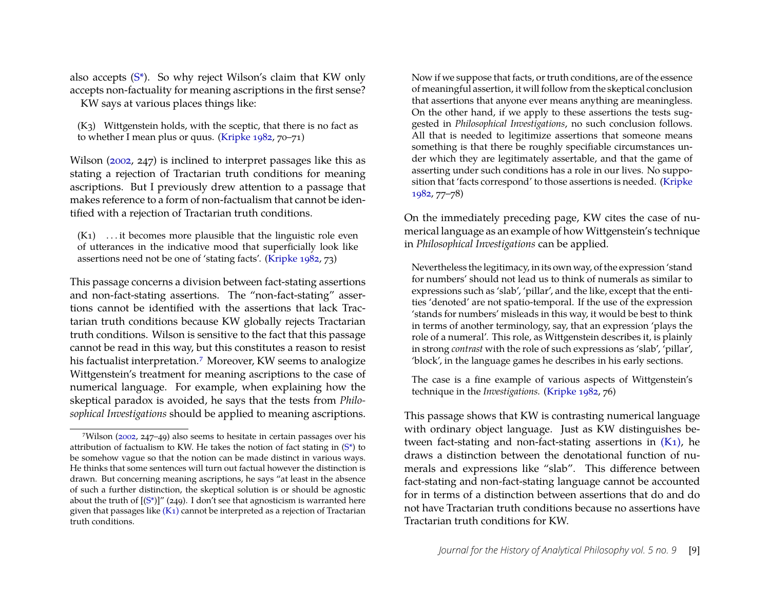also accepts (S*). So why reject Wilson's claim that KW only accepts non-factuality for meaning ascriptions in the first sense?

KW says at various places things like:

> (K3) Wittgenstein holds, with the sceptic, that there is no fact as to whether I mean plus or quus. (Kripke 1982, 70–71)

Wilson (2002, 247) is inclined to interpret passages like this as stating a rejection of Tractarian truth conditions for meaning ascriptions. But I previously drew attention to a passage that makes reference to a form of non-factualism that cannot be identified with a rejection of Tractarian truth conditions.

> (K1) . . . it becomes more plausible that the linguistic role even of utterances in the indicative mood that superficially look like assertions need not be one of 'stating facts'. (Kripke 1982, 73)

This passage concerns a division between fact-stating assertions and non-fact-stating assertions. The "non-fact-stating" assertions cannot be identified with the assertions that lack Tractarian truth conditions because KW globally rejects Tractarian truth conditions. Wilson is sensitive to the fact that this passage cannot be read in this way, but this constitutes a reason to resist his factualist interpretation.[7] Moreover, KW seems to analogize Wittgenstein's treatment for meaning ascriptions to the case of numerical language. For example, when explaining how the skeptical paradox is avoided, he says that the tests from *Philosophical Investigations* should be applied to meaning ascriptions.

> Now if we suppose that facts, or truth conditions, are of the essence of meaningful assertion, it will follow from the skeptical conclusion that assertions that anyone ever means anything are meaningless. On the other hand, if we apply to these assertions the tests suggested in *Philosophical Investigations*, no such conclusion follows. All that is needed to legitimize assertions that someone means something is that there be roughly specifiable circumstances under which they are legitimately assertable, and that the game of asserting under such conditions has a role in our lives. No supposition that 'facts correspond' to those assertions is needed. (Kripke 1982, 77–78)

On the immediately preceding page, KW cites the case of numerical language as an example of how Wittgenstein's technique in *Philosophical Investigations* can be applied.

> Nevertheless the legitimacy, in its own way, of the expression 'stand for numbers' should not lead us to think of numerals as similar to expressions such as 'slab', 'pillar', and the like, except that the entities 'denoted' are not spatio-temporal. If the use of the expression 'stands for numbers' misleads in this way, it would be best to think in terms of another terminology, say, that an expression 'plays the role of a numeral'. This role, as Wittgenstein describes it, is plainly in strong *contrast* with the role of such expressions as 'slab', 'pillar', 'block', in the language games he describes in his early sections.
>
> The case is a fine example of various aspects of Wittgenstein's technique in the *Investigations.* (Kripke 1982, 76)

This passage shows that KW is contrasting numerical language with ordinary object language. Just as KW distinguishes between fact-stating and non-fact-stating assertions in (K1), he draws a distinction between the denotational function of numerals and expressions like "slab". This difference between fact-stating and non-fact-stating language cannot be accounted for in terms of a distinction between assertions that do and do not have Tractarian truth conditions because no assertions have Tractarian truth conditions for KW.

[7] Wilson (2002, 247–49) also seems to hesitate in certain passages over his attribution of factualism to KW. He takes the notion of fact stating in (S*) to be somehow vague so that the notion can be made distinct in various ways. He thinks that some sentences will turn out factual however the distinction is drawn. But concerning meaning ascriptions, he says "at least in the absence of such a further distinction, the skeptical solution is or should be agnostic about the truth of [(S*)]" (249). I don't see that agnosticism is warranted here given that passages like (K1) cannot be interpreted as a rejection of Tractarian truth conditions.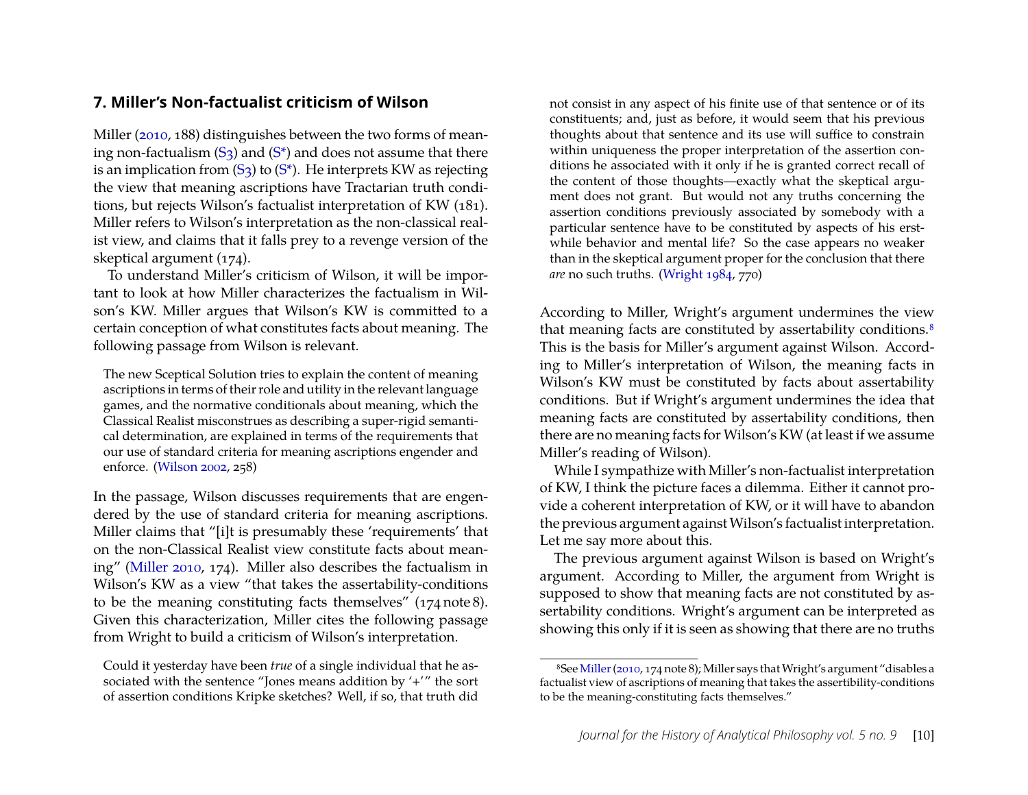## 7. Miller's Non-factualist criticism of Wilson

Miller (2010, 188) distinguishes between the two forms of meaning non-factualism (S3) and (S*) and does not assume that there is an implication from (S3) to (S*). He interprets KW as rejecting the view that meaning ascriptions have Tractarian truth conditions, but rejects Wilson's factualist interpretation of KW (181). Miller refers to Wilson's interpretation as the non-classical realist view, and claims that it falls prey to a revenge version of the skeptical argument (174).

To understand Miller's criticism of Wilson, it will be important to look at how Miller characterizes the factualism in Wilson's KW. Miller argues that Wilson's KW is committed to a certain conception of what constitutes facts about meaning. The following passage from Wilson is relevant.

> The new Sceptical Solution tries to explain the content of meaning ascriptions in terms of their role and utility in the relevant language games, and the normative conditionals about meaning, which the Classical Realist misconstrues as describing a super-rigid semantical determination, are explained in terms of the requirements that our use of standard criteria for meaning ascriptions engender and enforce. (Wilson 2002, 258)

In the passage, Wilson discusses requirements that are engendered by the use of standard criteria for meaning ascriptions. Miller claims that "[i]t is presumably these 'requirements' that on the non-Classical Realist view constitute facts about meaning" (Miller 2010, 174). Miller also describes the factualism in Wilson's KW as a view "that takes the assertability-conditions to be the meaning constituting facts themselves" (174 note 8). Given this characterization, Miller cites the following passage from Wright to build a criticism of Wilson's interpretation.

> Could it yesterday have been *true* of a single individual that he associated with the sentence "Jones means addition by '+'" the sort of assertion conditions Kripke sketches? Well, if so, that truth did not consist in any aspect of his finite use of that sentence or of its constituents; and, just as before, it would seem that his previous thoughts about that sentence and its use will suffice to constrain within uniqueness the proper interpretation of the assertion conditions he associated with it only if he is granted correct recall of the content of those thoughts—exactly what the skeptical argument does not grant. But would not any truths concerning the assertion conditions previously associated by somebody with a particular sentence have to be constituted by aspects of his erstwhile behavior and mental life? So the case appears no weaker than in the skeptical argument proper for the conclusion that there *are* no such truths. (Wright 1984, 770)

According to Miller, Wright's argument undermines the view that meaning facts are constituted by assertability conditions.[8] This is the basis for Miller's argument against Wilson. According to Miller's interpretation of Wilson, the meaning facts in Wilson's KW must be constituted by facts about assertability conditions. But if Wright's argument undermines the idea that meaning facts are constituted by assertability conditions, then there are no meaning facts for Wilson's KW (at least if we assume Miller's reading of Wilson).

While I sympathize with Miller's non-factualist interpretation of KW, I think the picture faces a dilemma. Either it cannot provide a coherent interpretation of KW, or it will have to abandon the previous argument against Wilson's factualist interpretation. Let me say more about this.

The previous argument against Wilson is based on Wright's argument. According to Miller, the argument from Wright is supposed to show that meaning facts are not constituted by assertability conditions. Wright's argument can be interpreted as showing this only if it is seen as showing that there are no truths

[8] See Miller (2010, 174 note 8); Miller says that Wright's argument "disables a factualist view of ascriptions of meaning that takes the assertibility-conditions to be the meaning-constituting facts themselves."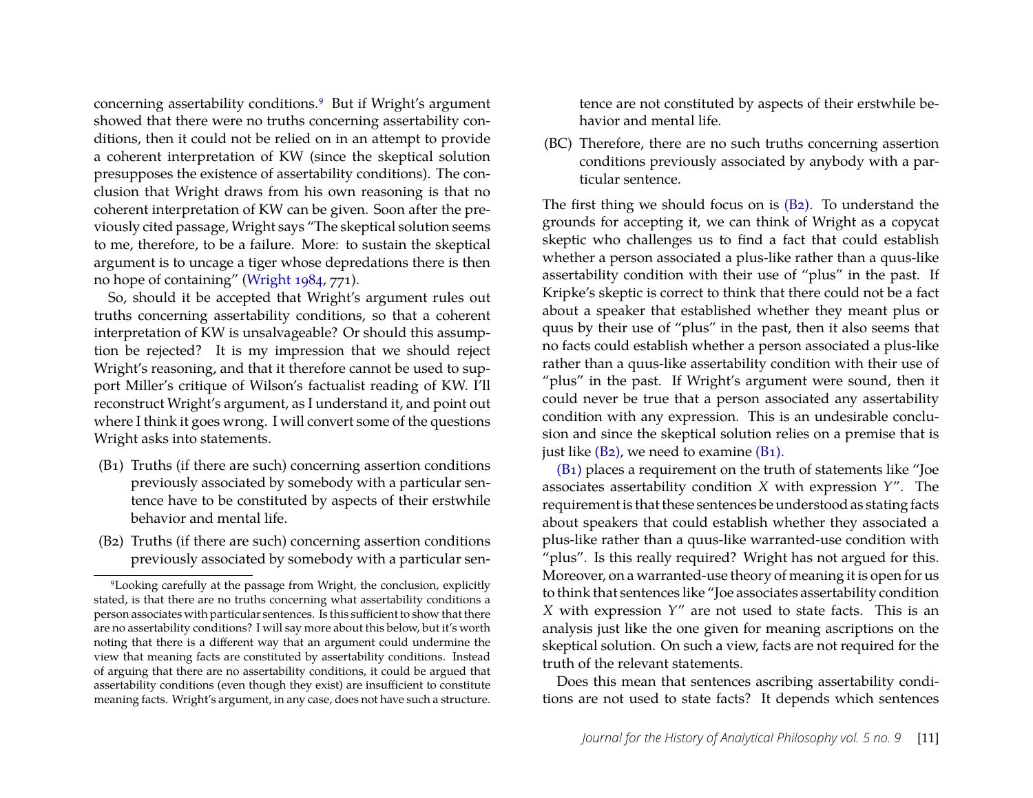concerning assertability conditions.[9] But if Wright's argument showed that there were no truths concerning assertability conditions, then it could not be relied on in an attempt to provide a coherent interpretation of KW (since the skeptical solution presupposes the existence of assertability conditions). The conclusion that Wright draws from his own reasoning is that no coherent interpretation of KW can be given. Soon after the previously cited passage, Wright says "The skeptical solution seems to me, therefore, to be a failure. More: to sustain the skeptical argument is to uncage a tiger whose depredations there is then no hope of containing" (Wright 1984, 771).

So, should it be accepted that Wright's argument rules out truths concerning assertability conditions, so that a coherent interpretation of KW is unsalvageable? Or should this assumption be rejected? It is my impression that we should reject Wright's reasoning, and that it therefore cannot be used to support Miller's critique of Wilson's factualist reading of KW. I'll reconstruct Wright's argument, as I understand it, and point out where I think it goes wrong. I will convert some of the questions Wright asks into statements.

(B1) Truths (if there are such) concerning assertion conditions previously associated by somebody with a particular sentence have to be constituted by aspects of their erstwhile behavior and mental life.

(B2) Truths (if there are such) concerning assertion conditions previously associated by somebody with a particular sentence are not constituted by aspects of their erstwhile behavior and mental life.

(BC) Therefore, there are no such truths concerning assertion conditions previously associated by anybody with a particular sentence.

The first thing we should focus on is (B2). To understand the grounds for accepting it, we can think of Wright as a copycat skeptic who challenges us to find a fact that could establish whether a person associated a plus-like rather than a quus-like assertability condition with their use of "plus" in the past. If Kripke's skeptic is correct to think that there could not be a fact about a speaker that established whether they meant plus or quus by their use of "plus" in the past, then it also seems that no facts could establish whether a person associated a plus-like rather than a quus-like assertability condition with their use of "plus" in the past. If Wright's argument were sound, then it could never be true that a person associated any assertability condition with any expression. This is an undesirable conclusion and since the skeptical solution relies on a premise that is just like (B2), we need to examine (B1).

(B1) places a requirement on the truth of statements like "Joe associates assertability condition *X* with expression *Y*". The requirement is that these sentences be understood as stating facts about speakers that could establish whether they associated a plus-like rather than a quus-like warranted-use condition with "plus". Is this really required? Wright has not argued for this. Moreover, on a warranted-use theory of meaning it is open for us to think that sentences like "Joe associates assertability condition *X* with expression *Y*" are not used to state facts. This is an analysis just like the one given for meaning ascriptions on the skeptical solution. On such a view, facts are not required for the truth of the relevant statements.

Does this mean that sentences ascribing assertability conditions are not used to state facts? It depends which sentences

[9] Looking carefully at the passage from Wright, the conclusion, explicitly stated, is that there are no truths concerning what assertability conditions a person associates with particular sentences. Is this sufficient to show that there are no assertability conditions? I will say more about this below, but it's worth noting that there is a different way that an argument could undermine the view that meaning facts are constituted by assertability conditions. Instead of arguing that there are no assertability conditions, it could be argued that assertability conditions (even though they exist) are insufficient to constitute meaning facts. Wright's argument, in any case, does not have such a structure.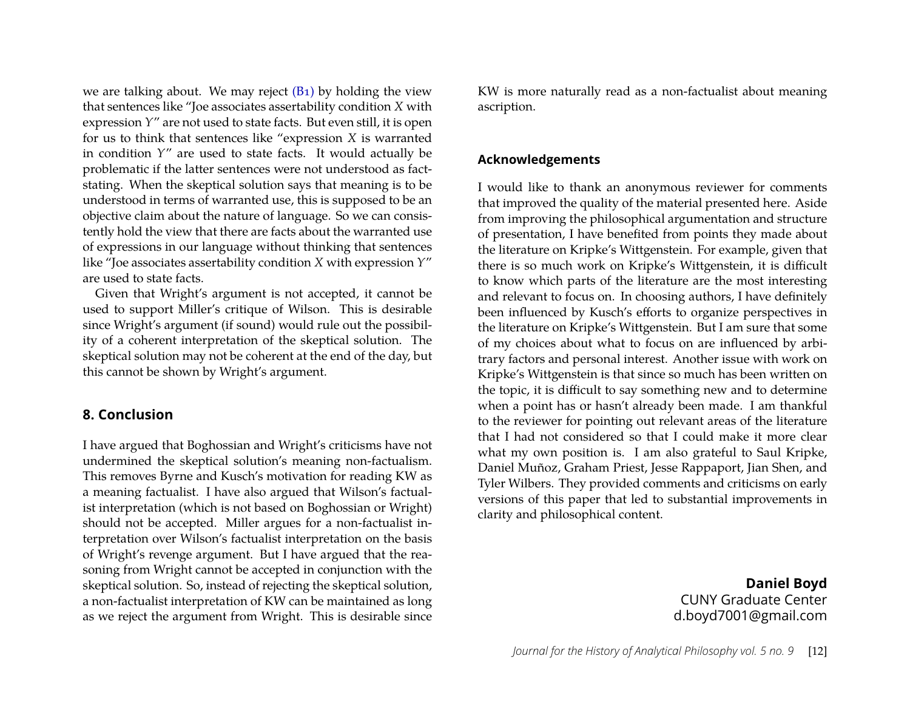we are talking about. We may reject (B1) by holding the view that sentences like "Joe associates assertability condition *X* with expression *Y*" are not used to state facts. But even still, it is open for us to think that sentences like "expression *X* is warranted in condition *Y*" are used to state facts. It would actually be problematic if the latter sentences were not understood as fact-stating. When the skeptical solution says that meaning is to be understood in terms of warranted use, this is supposed to be an objective claim about the nature of language. So we can consistently hold the view that there are facts about the warranted use of expressions in our language without thinking that sentences like "Joe associates assertability condition *X* with expression *Y*" are used to state facts.

Given that Wright's argument is not accepted, it cannot be used to support Miller's critique of Wilson. This is desirable since Wright's argument (if sound) would rule out the possibility of a coherent interpretation of the skeptical solution. The skeptical solution may not be coherent at the end of the day, but this cannot be shown by Wright's argument.

## 8. Conclusion

I have argued that Boghossian and Wright's criticisms have not undermined the skeptical solution's meaning non-factualism. This removes Byrne and Kusch's motivation for reading KW as a meaning factualist. I have also argued that Wilson's factualist interpretation (which is not based on Boghossian or Wright) should not be accepted. Miller argues for a non-factualist interpretation over Wilson's factualist interpretation on the basis of Wright's revenge argument. But I have argued that the reasoning from Wright cannot be accepted in conjunction with the skeptical solution. So, instead of rejecting the skeptical solution, a non-factualist interpretation of KW can be maintained as long as we reject the argument from Wright. This is desirable since KW is more naturally read as a non-factualist about meaning ascription.

### Acknowledgements

I would like to thank an anonymous reviewer for comments that improved the quality of the material presented here. Aside from improving the philosophical argumentation and structure of presentation, I have benefited from points they made about the literature on Kripke's Wittgenstein. For example, given that there is so much work on Kripke's Wittgenstein, it is difficult to know which parts of the literature are the most interesting and relevant to focus on. In choosing authors, I have definitely been influenced by Kusch's efforts to organize perspectives in the literature on Kripke's Wittgenstein. But I am sure that some of my choices about what to focus on are influenced by arbitrary factors and personal interest. Another issue with work on Kripke's Wittgenstein is that since so much has been written on the topic, it is difficult to say something new and to determine when a point has or hasn't already been made. I am thankful to the reviewer for pointing out relevant areas of the literature that I had not considered so that I could make it more clear what my own position is. I am also grateful to Saul Kripke, Daniel Muñoz, Graham Priest, Jesse Rappaport, Jian Shen, and Tyler Wilbers. They provided comments and criticisms on early versions of this paper that led to substantial improvements in clarity and philosophical content.

**Daniel Boyd**
CUNY Graduate Center
d.boyd7001@gmail.com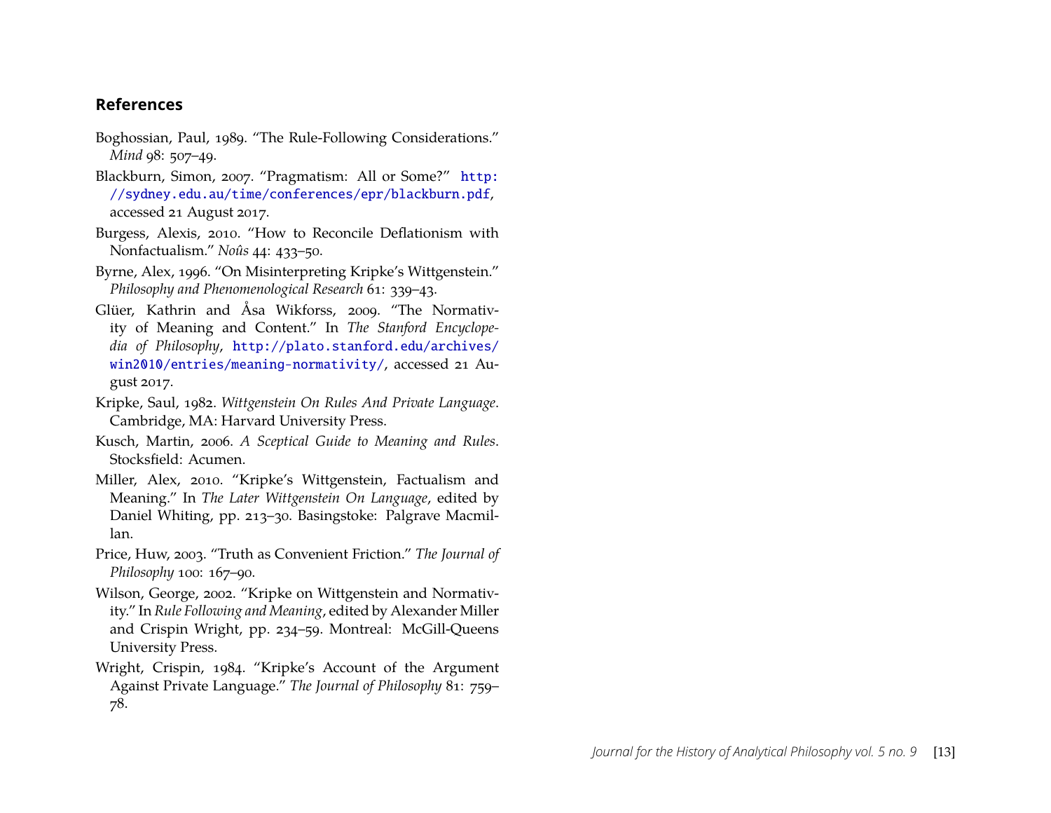## References

Boghossian, Paul, 1989. "The Rule-Following Considerations." *Mind* 98: 507–49.

Blackburn, Simon, 2007. "Pragmatism: All or Some?" http://sydney.edu.au/time/conferences/epr/blackburn.pdf, accessed 21 August 2017.

Burgess, Alexis, 2010. "How to Reconcile Deflationism with Nonfactualism." *Noûs* 44: 433–50.

Byrne, Alex, 1996. "On Misinterpreting Kripke's Wittgenstein." *Philosophy and Phenomenological Research* 61: 339–43.

Glüer, Kathrin and Åsa Wikforss, 2009. "The Normativity of Meaning and Content." In *The Stanford Encyclopedia of Philosophy*, http://plato.stanford.edu/archives/win2010/entries/meaning-normativity/, accessed 21 August 2017.

Kripke, Saul, 1982. *Wittgenstein On Rules And Private Language*. Cambridge, MA: Harvard University Press.

Kusch, Martin, 2006. *A Sceptical Guide to Meaning and Rules*. Stocksfield: Acumen.

Miller, Alex, 2010. "Kripke's Wittgenstein, Factualism and Meaning." In *The Later Wittgenstein On Language*, edited by Daniel Whiting, pp. 213–30. Basingstoke: Palgrave Macmillan.

Price, Huw, 2003. "Truth as Convenient Friction." *The Journal of Philosophy* 100: 167–90.

Wilson, George, 2002. "Kripke on Wittgenstein and Normativity." In *Rule Following and Meaning*, edited by Alexander Miller and Crispin Wright, pp. 234–59. Montreal: McGill-Queens University Press.

Wright, Crispin, 1984. "Kripke's Account of the Argument Against Private Language." *The Journal of Philosophy* 81: 759–78.